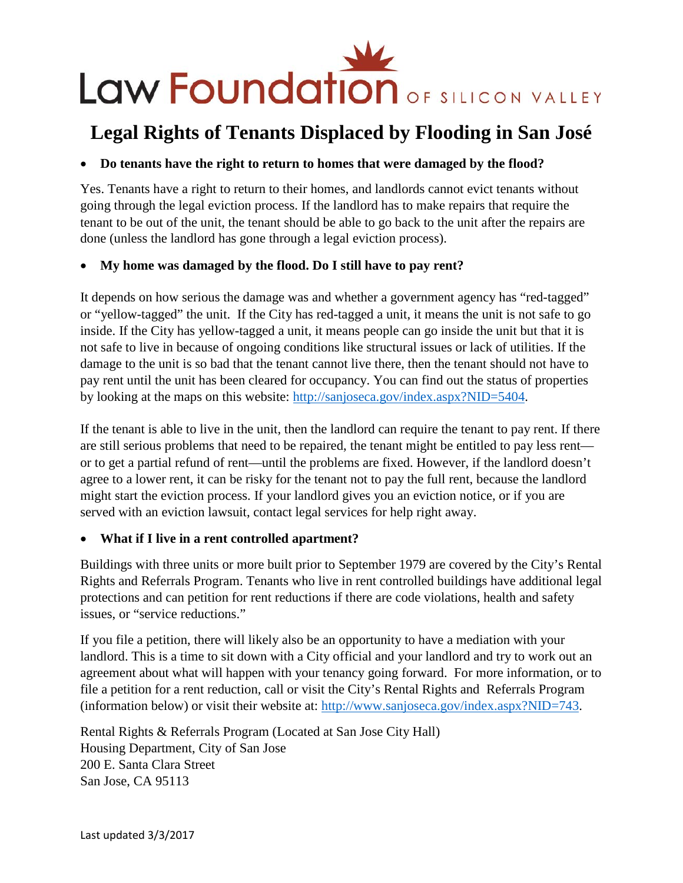Law Foundation OF SILICON VALLEY

# Legal Rights of Tenants Displaced by Flooding in San José

- **Do tenants have the right to return to homes that were damaged by the flood?**

Yes. Tenants have a right to return to their homes, and landlords cannot evict tenants without going through the legal eviction process. If the landlord has to make repairs that require the tenant to be out of the unit, the tenant should be able to go back to the unit after the repairs are done (unless the landlord has gone through a legal eviction process).

- **My home was damaged by the flood. Do I still have to pay rent?**

It depends on how serious the damage was and whether a government agency has "red-tagged" or "yellow-tagged" the unit. If the City has red-tagged a unit, it means the unit is not safe to go inside. If the City has yellow-tagged a unit, it means people can go inside the unit but that it is not safe to live in because of ongoing conditions like structural issues or lack of utilities. If the damage to the unit is so bad that the tenant cannot live there, then the tenant should not have to pay rent until the unit has been cleared for occupancy. You can find out the status of properties by looking at the maps on this website: http://sanjoseca.gov/index.aspx?NID=5404.

If the tenant is able to live in the unit, then the landlord can require the tenant to pay rent. If there are still serious problems that need to be repaired, the tenant might be entitled to pay less rent—or to get a partial refund of rent—until the problems are fixed. However, if the landlord doesn't agree to a lower rent, it can be risky for the tenant not to pay the full rent, because the landlord might start the eviction process. If your landlord gives you an eviction notice, or if you are served with an eviction lawsuit, contact legal services for help right away.

- **What if I live in a rent controlled apartment?**

Buildings with three units or more built prior to September 1979 are covered by the City's Rental Rights and Referrals Program. Tenants who live in rent controlled buildings have additional legal protections and can petition for rent reductions if there are code violations, health and safety issues, or "service reductions."

If you file a petition, there will likely also be an opportunity to have a mediation with your landlord. This is a time to sit down with a City official and your landlord and try to work out an agreement about what will happen with your tenancy going forward. For more information, or to file a petition for a rent reduction, call or visit the City's Rental Rights and Referrals Program (information below) or visit their website at: http://www.sanjoseca.gov/index.aspx?NID=743.

Rental Rights & Referrals Program (Located at San Jose City Hall)
Housing Department, City of San Jose
200 E. Santa Clara Street
San Jose, CA 95113

Last updated 3/3/2017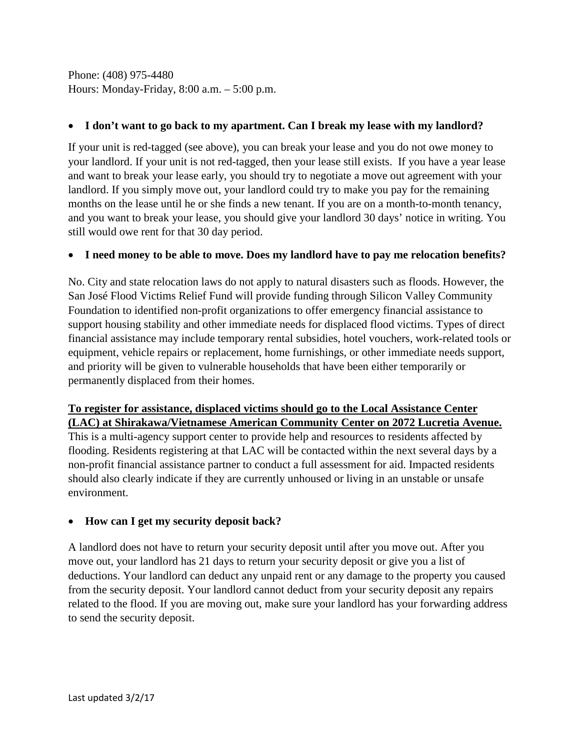Phone: (408) 975-4480
Hours: Monday-Friday, 8:00 a.m. – 5:00 p.m.

- **I don't want to go back to my apartment. Can I break my lease with my landlord?**

If your unit is red-tagged (see above), you can break your lease and you do not owe money to your landlord. If your unit is not red-tagged, then your lease still exists. If you have a year lease and want to break your lease early, you should try to negotiate a move out agreement with your landlord. If you simply move out, your landlord could try to make you pay for the remaining months on the lease until he or she finds a new tenant. If you are on a month-to-month tenancy, and you want to break your lease, you should give your landlord 30 days' notice in writing. You still would owe rent for that 30 day period.

- **I need money to be able to move. Does my landlord have to pay me relocation benefits?**

No. City and state relocation laws do not apply to natural disasters such as floods. However, the San José Flood Victims Relief Fund will provide funding through Silicon Valley Community Foundation to identified non-profit organizations to offer emergency financial assistance to support housing stability and other immediate needs for displaced flood victims. Types of direct financial assistance may include temporary rental subsidies, hotel vouchers, work-related tools or equipment, vehicle repairs or replacement, home furnishings, or other immediate needs support, and priority will be given to vulnerable households that have been either temporarily or permanently displaced from their homes.

**<u>To register for assistance, displaced victims should go to the Local Assistance Center (LAC) at Shirakawa/Vietnamese American Community Center on 2072 Lucretia Avenue.</u>** This is a multi-agency support center to provide help and resources to residents affected by flooding. Residents registering at that LAC will be contacted within the next several days by a non-profit financial assistance partner to conduct a full assessment for aid. Impacted residents should also clearly indicate if they are currently unhoused or living in an unstable or unsafe environment.

- **How can I get my security deposit back?**

A landlord does not have to return your security deposit until after you move out. After you move out, your landlord has 21 days to return your security deposit or give you a list of deductions. Your landlord can deduct any unpaid rent or any damage to the property you caused from the security deposit. Your landlord cannot deduct from your security deposit any repairs related to the flood. If you are moving out, make sure your landlord has your forwarding address to send the security deposit.

Last updated 3/2/17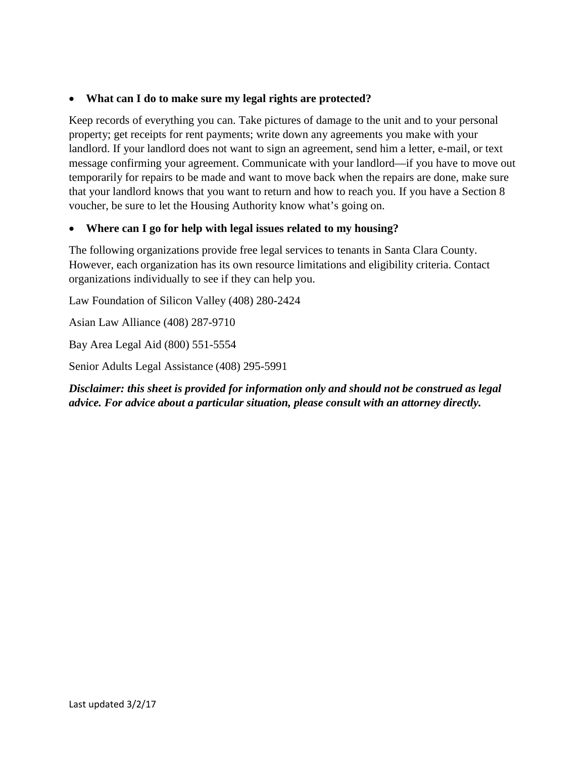- **What can I do to make sure my legal rights are protected?**

Keep records of everything you can. Take pictures of damage to the unit and to your personal property; get receipts for rent payments; write down any agreements you make with your landlord. If your landlord does not want to sign an agreement, send him a letter, e-mail, or text message confirming your agreement. Communicate with your landlord—if you have to move out temporarily for repairs to be made and want to move back when the repairs are done, make sure that your landlord knows that you want to return and how to reach you. If you have a Section 8 voucher, be sure to let the Housing Authority know what's going on.

- **Where can I go for help with legal issues related to my housing?**

The following organizations provide free legal services to tenants in Santa Clara County. However, each organization has its own resource limitations and eligibility criteria. Contact organizations individually to see if they can help you.

Law Foundation of Silicon Valley (408) 280-2424

Asian Law Alliance (408) 287-9710

Bay Area Legal Aid (800) 551-5554

Senior Adults Legal Assistance (408) 295-5991

***Disclaimer: this sheet is provided for information only and should not be construed as legal advice. For advice about a particular situation, please consult with an attorney directly.***

Last updated 3/2/17